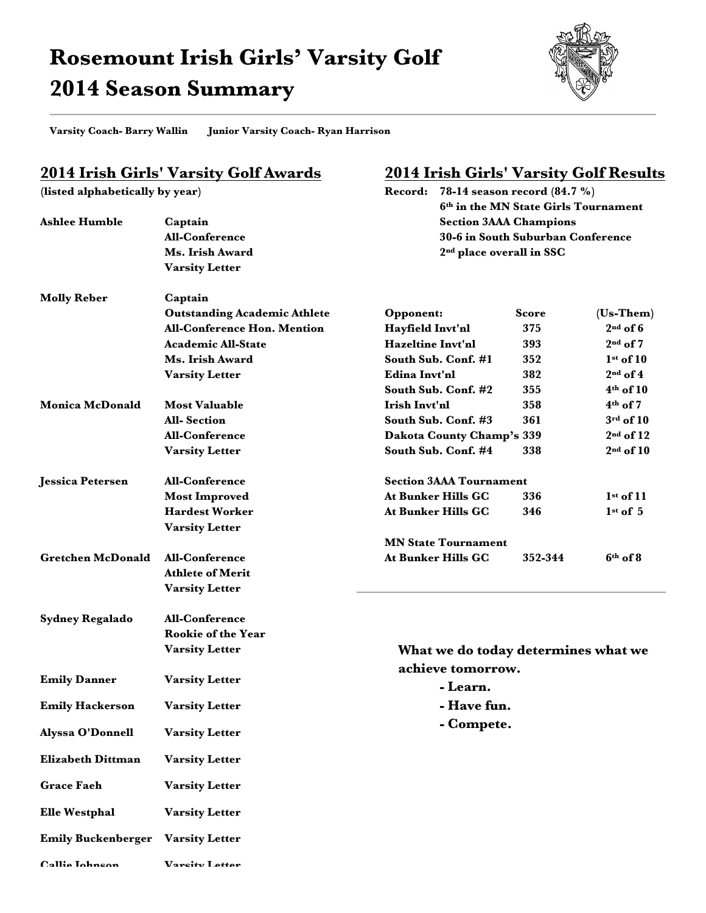# Rosemount Irish Girls' Varsity Golf
# 2014 Season Summary

**Varsity Coach- Barry Wallin      Junior Varsity Coach- Ryan Harrison**

## 2014 Irish Girls' Varsity Golf Awards

(listed alphabetically by year)

| Name | Awards |
|---|---|
| **Ashlee Humble** | **Captain**<br>**All-Conference**<br>**Ms. Irish Award**<br>**Varsity Letter** |
| **Molly Reber** | **Captain**<br>**Outstanding Academic Athlete**<br>**All-Conference Hon. Mention**<br>**Academic All-State**<br>**Ms. Irish Award**<br>**Varsity Letter** |
| **Monica McDonald** | **Most Valuable**<br>**All- Section**<br>**All-Conference**<br>**Varsity Letter** |
| **Jessica Petersen** | **All-Conference**<br>**Most Improved**<br>**Hardest Worker**<br>**Varsity Letter** |
| **Gretchen McDonald** | **All-Conference**<br>**Athlete of Merit**<br>**Varsity Letter** |
| **Sydney Regalado** | **All-Conference**<br>**Rookie of the Year**<br>**Varsity Letter** |
| **Emily Danner** | **Varsity Letter** |
| **Emily Hackerson** | **Varsity Letter** |
| **Alyssa O'Donnell** | **Varsity Letter** |
| **Elizabeth Dittman** | **Varsity Letter** |
| **Grace Faeh** | **Varsity Letter** |
| **Elle Westphal** | **Varsity Letter** |
| **Emily Buckenberger** | **Varsity Letter** |
| **Callie Johnson** | **Varsity Letter** |

## 2014 Irish Girls' Varsity Golf Results

**Record: 78-14 season record (84.7 %)**
**6th in the MN State Girls Tournament**
**Section 3AAA Champions**
**30-6 in South Suburban Conference**
**2nd place overall in SSC**

| Opponent: | Score | (Us-Them) |
|---|---|---|
| Hayfield Invt'nl | 375 | 2nd of 6 |
| Hazeltine Invt'nl | 393 | 2nd of 7 |
| South Sub. Conf. #1 | 352 | 1st of 10 |
| Edina Invt'nl | 382 | 2nd of 4 |
| South Sub. Conf. #2 | 355 | 4th of 10 |
| Irish Invt'nl | 358 | 4th of 7 |
| South Sub. Conf. #3 | 361 | 3rd of 10 |
| Dakota County Champ's | 339 | 2nd of 12 |
| South Sub. Conf. #4 | 338 | 2nd of 10 |
| **Section 3AAA Tournament** | | |
| At Bunker Hills GC | 336 | 1st of 11 |
| At Bunker Hills GC | 346 | 1st of 5 |
| **MN State Tournament** | | |
| At Bunker Hills GC | 352-344 | 6th of 8 |

**What we do today determines what we achieve tomorrow.**

- **Learn.**
- **Have fun.**
- **Compete.**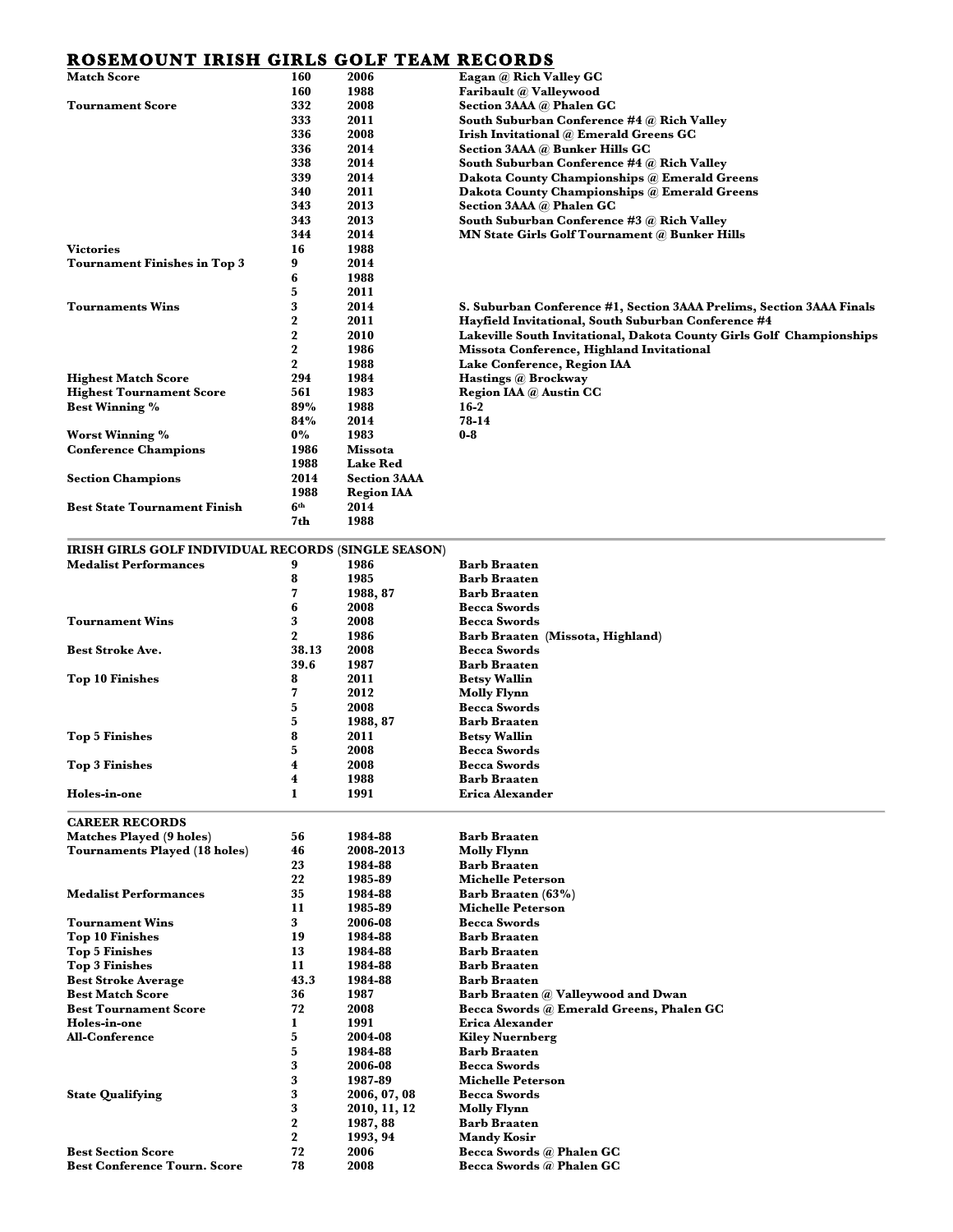## ROSEMOUNT IRISH GIRLS GOLF TEAM RECORDS

| | | | |
|---|---|---|---|
| **Match Score** | **160** | **2006** | **Eagan @ Rich Valley GC** |
| | **160** | **1988** | **Faribault @ Valleywood** |
| **Tournament Score** | **332** | **2008** | **Section 3AAA @ Phalen GC** |
| | **333** | **2011** | **South Suburban Conference #4 @ Rich Valley** |
| | **336** | **2008** | **Irish Invitational @ Emerald Greens GC** |
| | **336** | **2014** | **Section 3AAA @ Bunker Hills GC** |
| | **338** | **2014** | **South Suburban Conference #4 @ Rich Valley** |
| | **339** | **2014** | **Dakota County Championships @ Emerald Greens** |
| | **340** | **2011** | **Dakota County Championships @ Emerald Greens** |
| | **343** | **2013** | **Section 3AAA @ Phalen GC** |
| | **343** | **2013** | **South Suburban Conference #3 @ Rich Valley** |
| | **344** | **2014** | **MN State Girls Golf Tournament @ Bunker Hills** |
| **Victories** | **16** | **1988** | |
| **Tournament Finishes in Top 3** | **9** | **2014** | |
| | **6** | **1988** | |
| | **5** | **2011** | |
| **Tournaments Wins** | **3** | **2014** | **S. Suburban Conference #1, Section 3AAA Prelims, Section 3AAA Finals** |
| | **2** | **2011** | **Hayfield Invitational, South Suburban Conference #4** |
| | **2** | **2010** | **Lakeville South Invitational, Dakota County Girls Golf Championships** |
| | **2** | **1986** | **Missota Conference, Highland Invitational** |
| | **2** | **1988** | **Lake Conference, Region IAA** |
| **Highest Match Score** | **294** | **1984** | **Hastings @ Brockway** |
| **Highest Tournament Score** | **561** | **1983** | **Region IAA @ Austin CC** |
| **Best Winning %** | **89%** | **1988** | **16-2** |
| | **84%** | **2014** | **78-14** |
| **Worst Winning %** | **0%** | **1983** | **0-8** |
| **Conference Champions** | **1986** | **Missota** | |
| | **1988** | **Lake Red** | |
| **Section Champions** | **2014** | **Section 3AAA** | |
| | **1988** | **Region IAA** | |
| **Best State Tournament Finish** | **6th** | **2014** | |
| | **7th** | **1988** | |

### IRISH GIRLS GOLF INDIVIDUAL RECORDS (SINGLE SEASON)

| | | | |
|---|---|---|---|
| **Medalist Performances** | **9** | **1986** | **Barb Braaten** |
| | **8** | **1985** | **Barb Braaten** |
| | **7** | **1988, 87** | **Barb Braaten** |
| | **6** | **2008** | **Becca Swords** |
| **Tournament Wins** | **3** | **2008** | **Becca Swords** |
| | **2** | **1986** | **Barb Braaten (Missota, Highland)** |
| **Best Stroke Ave.** | **38.13** | **2008** | **Becca Swords** |
| | **39.6** | **1987** | **Barb Braaten** |
| **Top 10 Finishes** | **8** | **2011** | **Betsy Wallin** |
| | **7** | **2012** | **Molly Flynn** |
| | **5** | **2008** | **Becca Swords** |
| | **5** | **1988, 87** | **Barb Braaten** |
| **Top 5 Finishes** | **8** | **2011** | **Betsy Wallin** |
| | **5** | **2008** | **Becca Swords** |
| **Top 3 Finishes** | **4** | **2008** | **Becca Swords** |
| | **4** | **1988** | **Barb Braaten** |
| **Holes-in-one** | **1** | **1991** | **Erica Alexander** |

### CAREER RECORDS

| | | | |
|---|---|---|---|
| **Matches Played (9 holes)** | **56** | **1984-88** | **Barb Braaten** |
| **Tournaments Played (18 holes)** | **46** | **2008-2013** | **Molly Flynn** |
| | **23** | **1984-88** | **Barb Braaten** |
| | **22** | **1985-89** | **Michelle Peterson** |
| **Medalist Performances** | **35** | **1984-88** | **Barb Braaten (63%)** |
| | **11** | **1985-89** | **Michelle Peterson** |
| **Tournament Wins** | **3** | **2006-08** | **Becca Swords** |
| **Top 10 Finishes** | **19** | **1984-88** | **Barb Braaten** |
| **Top 5 Finishes** | **13** | **1984-88** | **Barb Braaten** |
| **Top 3 Finishes** | **11** | **1984-88** | **Barb Braaten** |
| **Best Stroke Average** | **43.3** | **1984-88** | **Barb Braaten** |
| **Best Match Score** | **36** | **1987** | **Barb Braaten @ Valleywood and Dwan** |
| **Best Tournament Score** | **72** | **2008** | **Becca Swords @ Emerald Greens, Phalen GC** |
| **Holes-in-one** | **1** | **1991** | **Erica Alexander** |
| **All-Conference** | **5** | **2004-08** | **Kiley Nuernberg** |
| | **5** | **1984-88** | **Barb Braaten** |
| | **3** | **2006-08** | **Becca Swords** |
| | **3** | **1987-89** | **Michelle Peterson** |
| **State Qualifying** | **3** | **2006, 07, 08** | **Becca Swords** |
| | **3** | **2010, 11, 12** | **Molly Flynn** |
| | **2** | **1987, 88** | **Barb Braaten** |
| | **2** | **1993, 94** | **Mandy Kosir** |
| **Best Section Score** | **72** | **2006** | **Becca Swords @ Phalen GC** |
| **Best Conference Tourn. Score** | **78** | **2008** | **Becca Swords @ Phalen GC** |